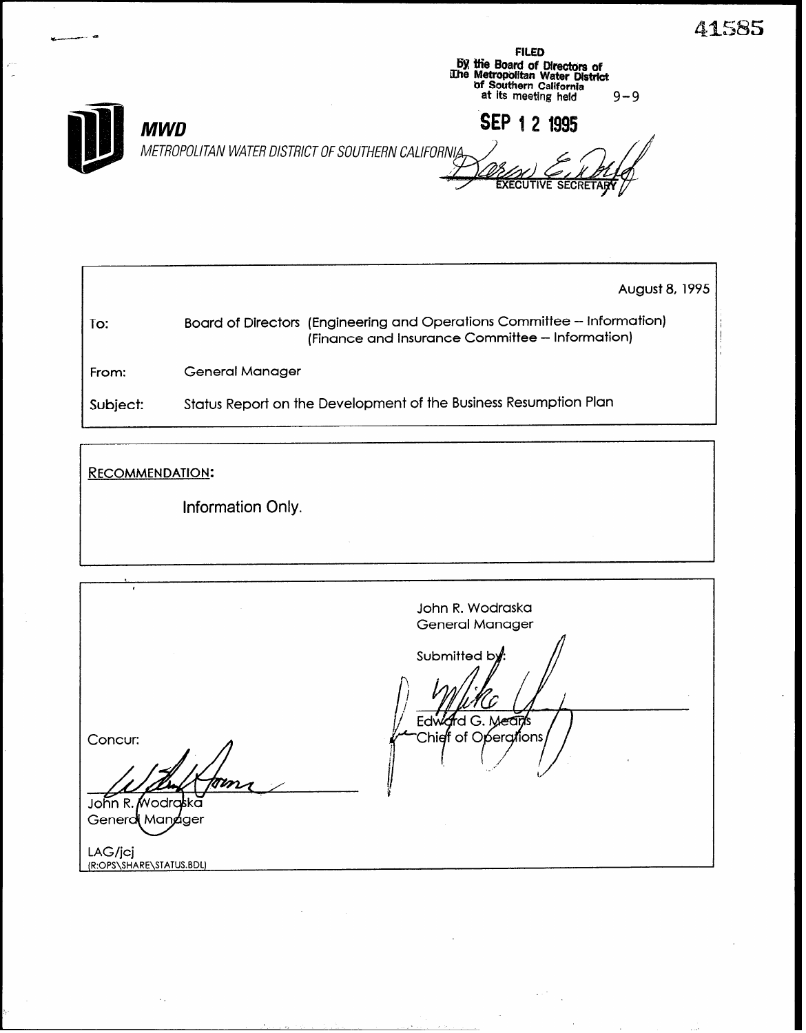41585

FILED
By the Board of Directors of
The Metropolitan Water District
of Southern California
at its meeting held 9-9

SEP 12 1995

EXECUTIVE SECRETARY

**MWD**

METROPOLITAN WATER DISTRICT OF SOUTHERN CALIFORNIA

August 8, 1995

To: Board of Directors (Engineering and Operations Committee -- Information) (Finance and Insurance Committee -- Information)

From: General Manager

Subject: Status Report on the Development of the Business Resumption Plan

RECOMMENDATION:

Information Only.

John R. Wodraska
General Manager

Submitted by:

Edward G. Means
Chief of Operations

Concur:

John R. Wodraska
General Manager

LAG/jcj
(R:OPS\SHARE\STATUS.BDL)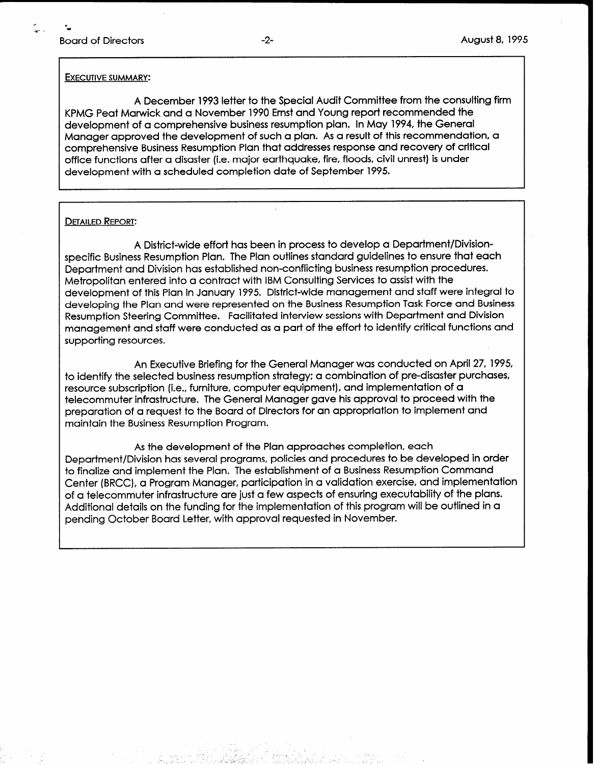EXECUTIVE SUMMARY:

A December 1993 letter to the Special Audit Committee from the consulting firm KPMG Peat Marwick and a November 1990 Ernst and Young report recommended the development of a comprehensive business resumption plan. In May 1994, the General Manager approved the development of such a plan. As a result of this recommendation, a comprehensive Business Resumption Plan that addresses response and recovery of critical office functions after a disaster (i.e. major earthquake, fire, floods, civil unrest) is under development with a scheduled completion date of September 1995.

DETAILED REPORT:

A District-wide effort has been in process to develop a Department/Division-specific Business Resumption Plan. The Plan outlines standard guidelines to ensure that each Department and Division has established non-conflicting business resumption procedures. Metropolitan entered into a contract with IBM Consulting Services to assist with the development of this Plan in January 1995. District-wide management and staff were integral to developing the Plan and were represented on the Business Resumption Task Force and Business Resumption Steering Committee. Facilitated interview sessions with Department and Division management and staff were conducted as a part of the effort to identify critical functions and supporting resources.

An Executive Briefing for the General Manager was conducted on April 27, 1995, to identify the selected business resumption strategy; a combination of pre-disaster purchases, resource subscription (i.e., furniture, computer equipment), and implementation of a telecommuter infrastructure. The General Manager gave his approval to proceed with the preparation of a request to the Board of Directors for an appropriation to implement and maintain the Business Resumption Program.

As the development of the Plan approaches completion, each Department/Division has several programs, policies and procedures to be developed in order to finalize and implement the Plan. The establishment of a Business Resumption Command Center (BRCC), a Program Manager, participation in a validation exercise, and implementation of a telecommuter infrastructure are just a few aspects of ensuring executability of the plans. Additional details on the funding for the implementation of this program will be outlined in a pending October Board Letter, with approval requested in November.